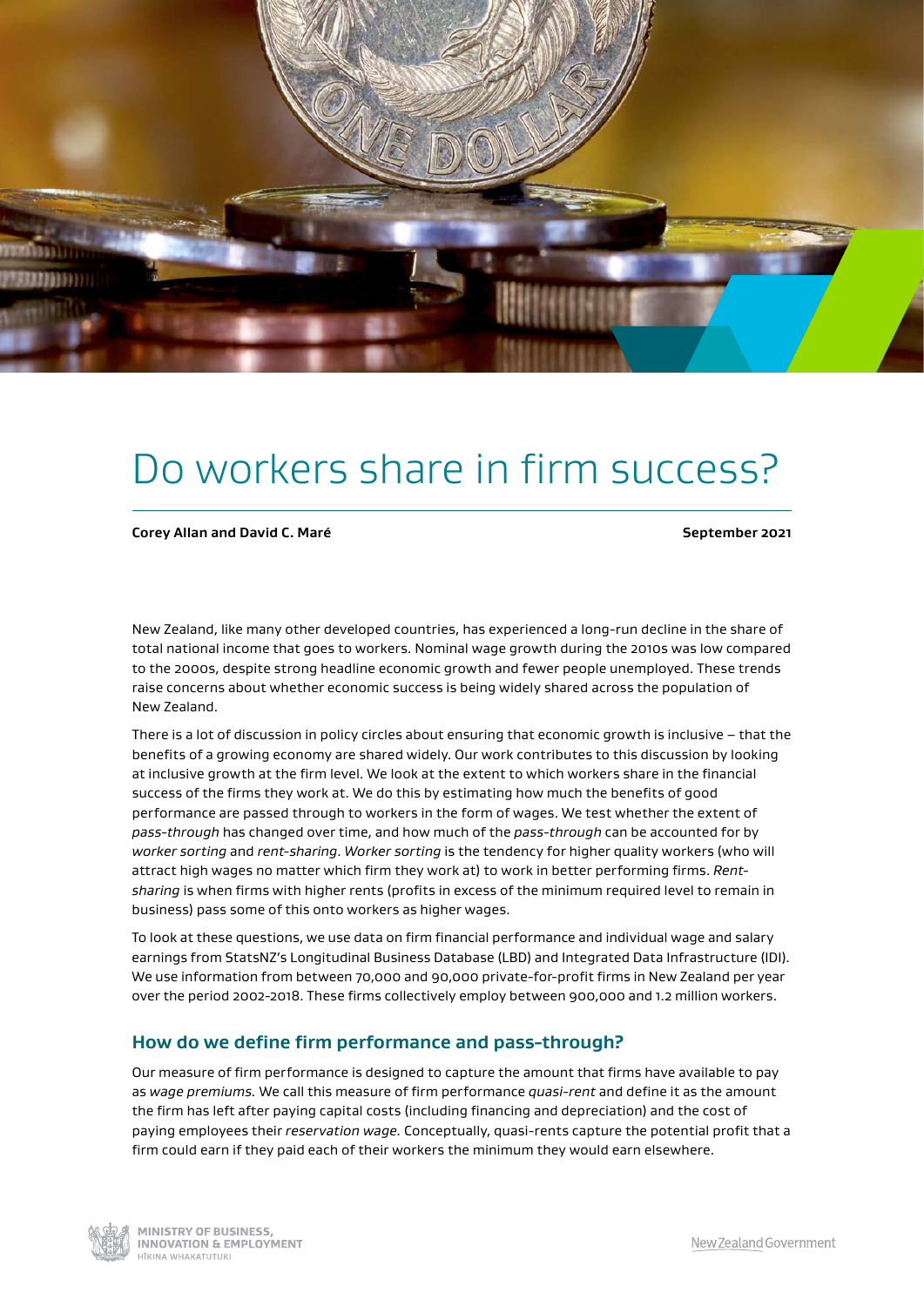# Do workers share in firm success?

**Corey Allan and David C. Maré** **September 2021**

New Zealand, like many other developed countries, has experienced a long-run decline in the share of total national income that goes to workers. Nominal wage growth during the 2010s was low compared to the 2000s, despite strong headline economic growth and fewer people unemployed. These trends raise concerns about whether economic success is being widely shared across the population of New Zealand.

There is a lot of discussion in policy circles about ensuring that economic growth is inclusive – that the benefits of a growing economy are shared widely. Our work contributes to this discussion by looking at inclusive growth at the firm level. We look at the extent to which workers share in the financial success of the firms they work at. We do this by estimating how much the benefits of good performance are passed through to workers in the form of wages. We test whether the extent of *pass-through* has changed over time, and how much of the *pass-through* can be accounted for by *worker sorting* and *rent-sharing*. *Worker sorting* is the tendency for higher quality workers (who will attract high wages no matter which firm they work at) to work in better performing firms. *Rent-sharing* is when firms with higher rents (profits in excess of the minimum required level to remain in business) pass some of this onto workers as higher wages.

To look at these questions, we use data on firm financial performance and individual wage and salary earnings from StatsNZ's Longitudinal Business Database (LBD) and Integrated Data Infrastructure (IDI). We use information from between 70,000 and 90,000 private-for-profit firms in New Zealand per year over the period 2002-2018. These firms collectively employ between 900,000 and 1.2 million workers.

## How do we define firm performance and pass-through?

Our measure of firm performance is designed to capture the amount that firms have available to pay as *wage premiums*. We call this measure of firm performance *quasi-rent* and define it as the amount the firm has left after paying capital costs (including financing and depreciation) and the cost of paying employees their *reservation wage*. Conceptually, quasi-rents capture the potential profit that a firm could earn if they paid each of their workers the minimum they would earn elsewhere.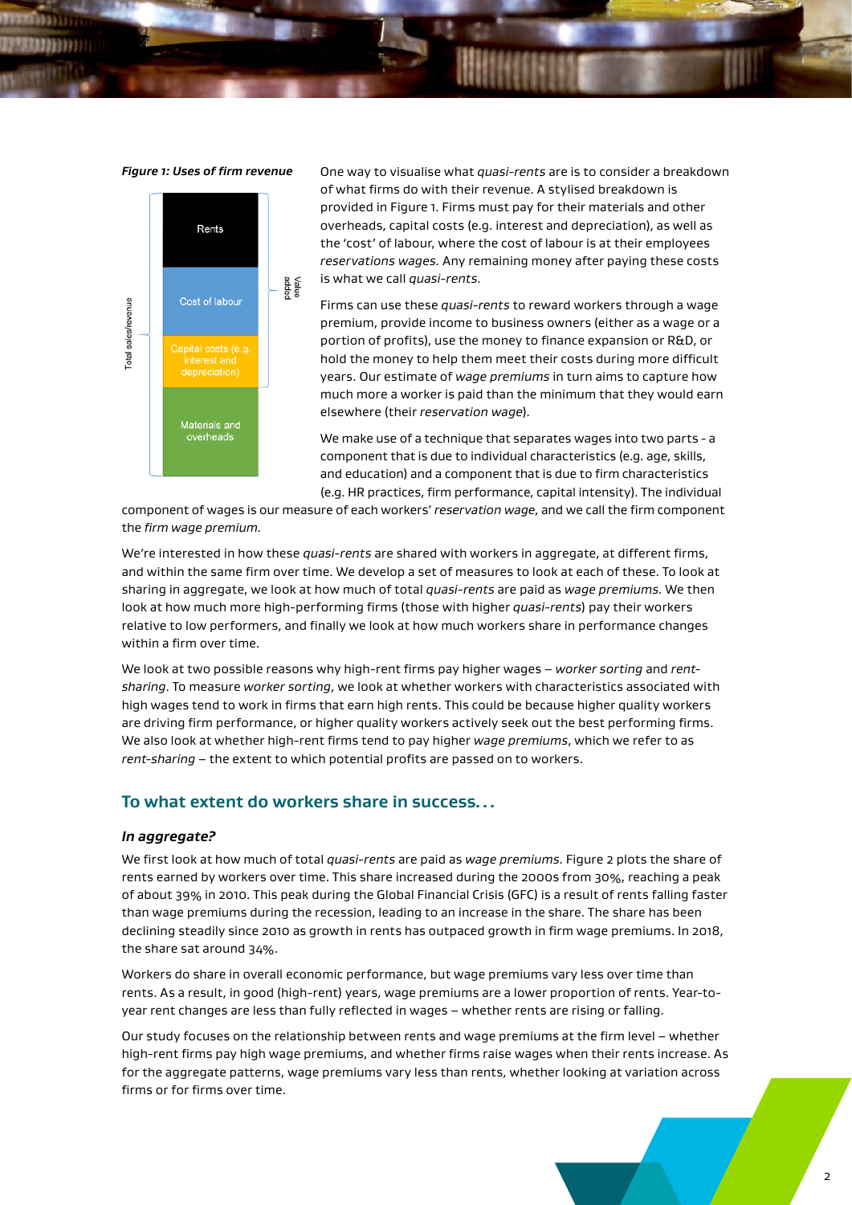*Figure 1: Uses of firm revenue*

| Total sales/revenue | Value added |
|---|---|
| Rents | ✓ |
| Cost of labour | ✓ |
| Capital costs (e.g. interest and depreciation) | ✓ |
| Materials and overheads | |

One way to visualise what *quasi-rents* are is to consider a breakdown of what firms do with their revenue. A stylised breakdown is provided in Figure 1. Firms must pay for their materials and other overheads, capital costs (e.g. interest and depreciation), as well as the 'cost' of labour, where the cost of labour is at their employees *reservations wages.* Any remaining money after paying these costs is what we call *quasi-rents.*

Firms can use these *quasi-rents* to reward workers through a wage premium, provide income to business owners (either as a wage or a portion of profits), use the money to finance expansion or R&D, or hold the money to help them meet their costs during more difficult years. Our estimate of *wage premiums* in turn aims to capture how much more a worker is paid than the minimum that they would earn elsewhere (their *reservation wage*).

We make use of a technique that separates wages into two parts - a component that is due to individual characteristics (e.g. age, skills, and education) and a component that is due to firm characteristics (e.g. HR practices, firm performance, capital intensity). The individual component of wages is our measure of each workers' *reservation wage*, and we call the firm component the *firm wage premium*.

We're interested in how these *quasi-rents* are shared with workers in aggregate, at different firms, and within the same firm over time. We develop a set of measures to look at each of these. To look at sharing in aggregate, we look at how much of total *quasi-rents* are paid as *wage premiums*. We then look at how much more high-performing firms (those with higher *quasi-rents*) pay their workers relative to low performers, and finally we look at how much workers share in performance changes within a firm over time.

We look at two possible reasons why high-rent firms pay higher wages – *worker sorting* and *rent-sharing*. To measure *worker sorting*, we look at whether workers with characteristics associated with high wages tend to work in firms that earn high rents. This could be because higher quality workers are driving firm performance, or higher quality workers actively seek out the best performing firms. We also look at whether high-rent firms tend to pay higher *wage premiums*, which we refer to as *rent-sharing* – the extent to which potential profits are passed on to workers.

## To what extent do workers share in success...

### *In aggregate?*

We first look at how much of total *quasi-rents* are paid as *wage premiums*. Figure 2 plots the share of rents earned by workers over time. This share increased during the 2000s from 30%, reaching a peak of about 39% in 2010. This peak during the Global Financial Crisis (GFC) is a result of rents falling faster than wage premiums during the recession, leading to an increase in the share. The share has been declining steadily since 2010 as growth in rents has outpaced growth in firm wage premiums. In 2018, the share sat around 34%.

Workers do share in overall economic performance, but wage premiums vary less over time than rents. As a result, in good (high-rent) years, wage premiums are a lower proportion of rents. Year-to-year rent changes are less than fully reflected in wages – whether rents are rising or falling.

Our study focuses on the relationship between rents and wage premiums at the firm level – whether high-rent firms pay high wage premiums, and whether firms raise wages when their rents increase. As for the aggregate patterns, wage premiums vary less than rents, whether looking at variation across firms or for firms over time.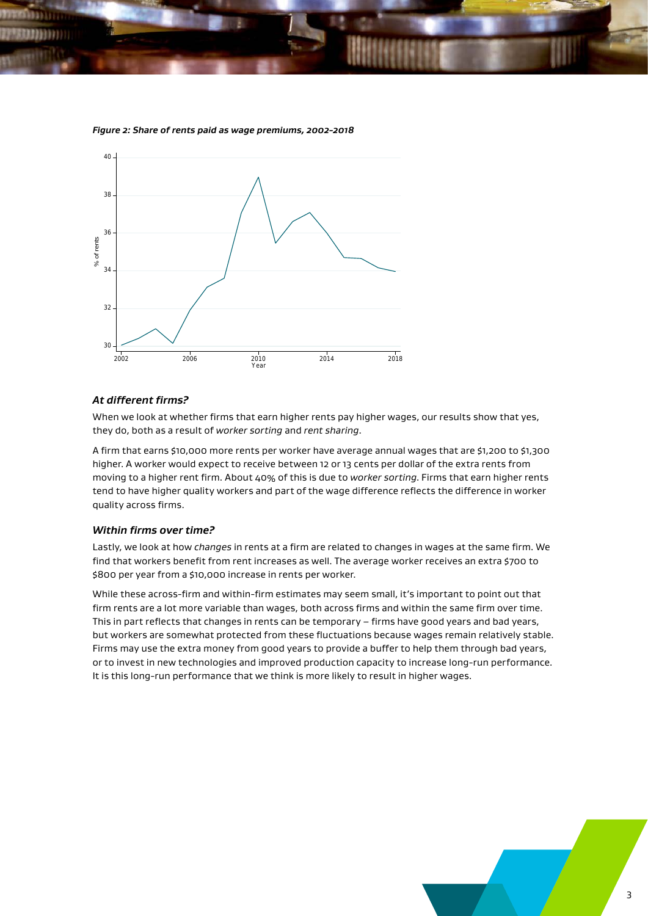*Figure 2: Share of rents paid as wage premiums, 2002-2018*

### *At different firms?*

When we look at whether firms that earn higher rents pay higher wages, our results show that yes, they do, both as a result of *worker sorting* and *rent sharing*.

A firm that earns $10,000 more rents per worker have average annual wages that are $1,200 to $1,300 higher. A worker would expect to receive between 12 or 13 cents per dollar of the extra rents from moving to a higher rent firm. About 40% of this is due to *worker sorting*. Firms that earn higher rents tend to have higher quality workers and part of the wage difference reflects the difference in worker quality across firms.

### *Within firms over time?*

Lastly, we look at how *changes* in rents at a firm are related to changes in wages at the same firm. We find that workers benefit from rent increases as well. The average worker receives an extra $700 to $800 per year from a $10,000 increase in rents per worker.

While these across-firm and within-firm estimates may seem small, it's important to point out that firm rents are a lot more variable than wages, both across firms and within the same firm over time. This in part reflects that changes in rents can be temporary – firms have good years and bad years, but workers are somewhat protected from these fluctuations because wages remain relatively stable. Firms may use the extra money from good years to provide a buffer to help them through bad years, or to invest in new technologies and improved production capacity to increase long-run performance. It is this long-run performance that we think is more likely to result in higher wages.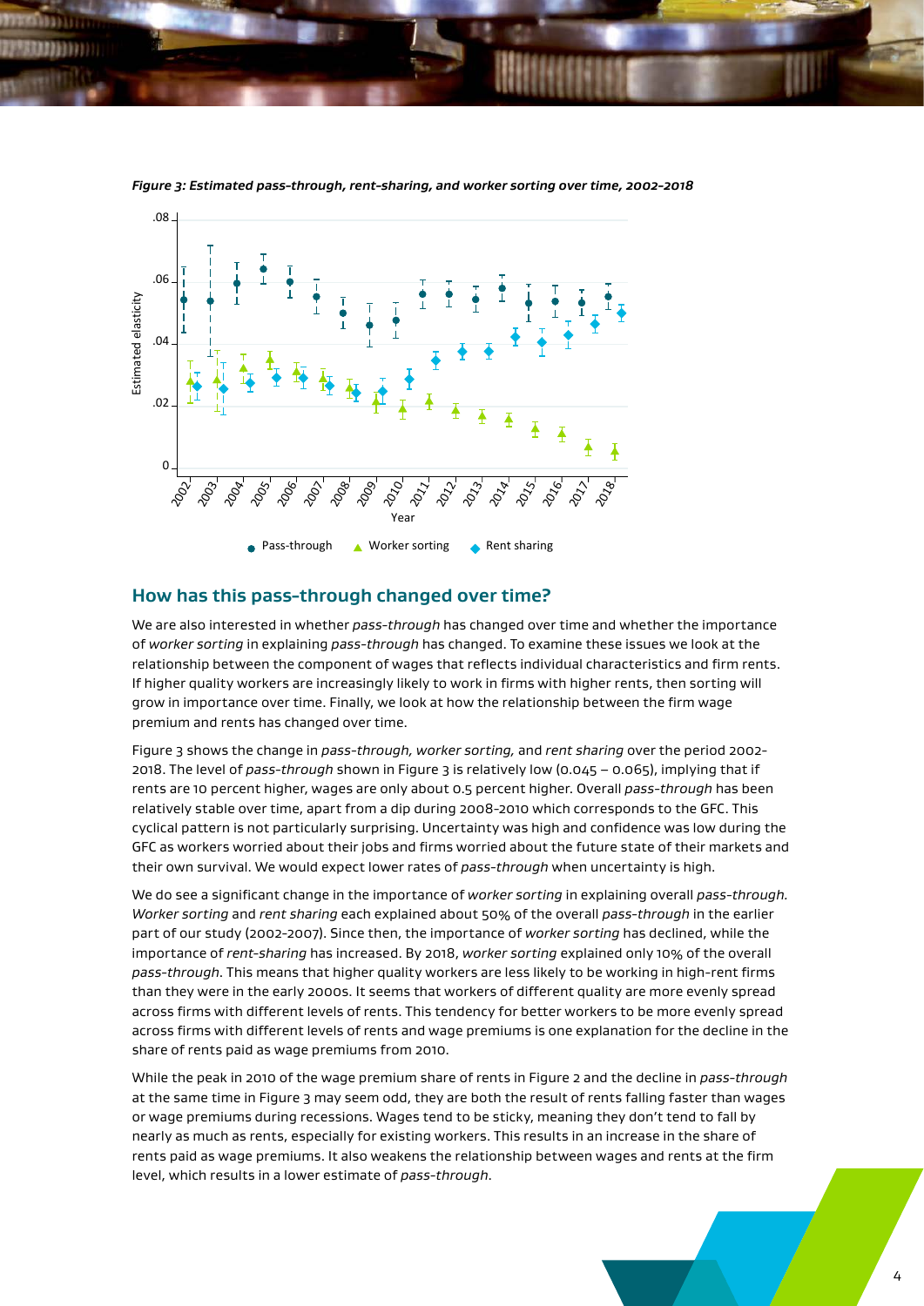*Figure 3: Estimated pass-through, rent-sharing, and worker sorting over time, 2002-2018*

## How has this pass-through changed over time?

We are also interested in whether *pass-through* has changed over time and whether the importance of *worker sorting* in explaining *pass-through* has changed. To examine these issues we look at the relationship between the component of wages that reflects individual characteristics and firm rents. If higher quality workers are increasingly likely to work in firms with higher rents, then sorting will grow in importance over time. Finally, we look at how the relationship between the firm wage premium and rents has changed over time.

Figure 3 shows the change in *pass-through, worker sorting,* and *rent sharing* over the period 2002-2018. The level of *pass-through* shown in Figure 3 is relatively low (0.045 – 0.065), implying that if rents are 10 percent higher, wages are only about 0.5 percent higher. Overall *pass-through* has been relatively stable over time, apart from a dip during 2008-2010 which corresponds to the GFC. This cyclical pattern is not particularly surprising. Uncertainty was high and confidence was low during the GFC as workers worried about their jobs and firms worried about the future state of their markets and their own survival. We would expect lower rates of *pass-through* when uncertainty is high.

We do see a significant change in the importance of *worker sorting* in explaining overall *pass-through. Worker sorting* and *rent sharing* each explained about 50% of the overall *pass-through* in the earlier part of our study (2002-2007). Since then, the importance of *worker sorting* has declined, while the importance of *rent-sharing* has increased. By 2018, *worker sorting* explained only 10% of the overall *pass-through*. This means that higher quality workers are less likely to be working in high-rent firms than they were in the early 2000s. It seems that workers of different quality are more evenly spread across firms with different levels of rents. This tendency for better workers to be more evenly spread across firms with different levels of rents and wage premiums is one explanation for the decline in the share of rents paid as wage premiums from 2010.

While the peak in 2010 of the wage premium share of rents in Figure 2 and the decline in *pass-through* at the same time in Figure 3 may seem odd, they are both the result of rents falling faster than wages or wage premiums during recessions. Wages tend to be sticky, meaning they don't tend to fall by nearly as much as rents, especially for existing workers. This results in an increase in the share of rents paid as wage premiums. It also weakens the relationship between wages and rents at the firm level, which results in a lower estimate of *pass-through*.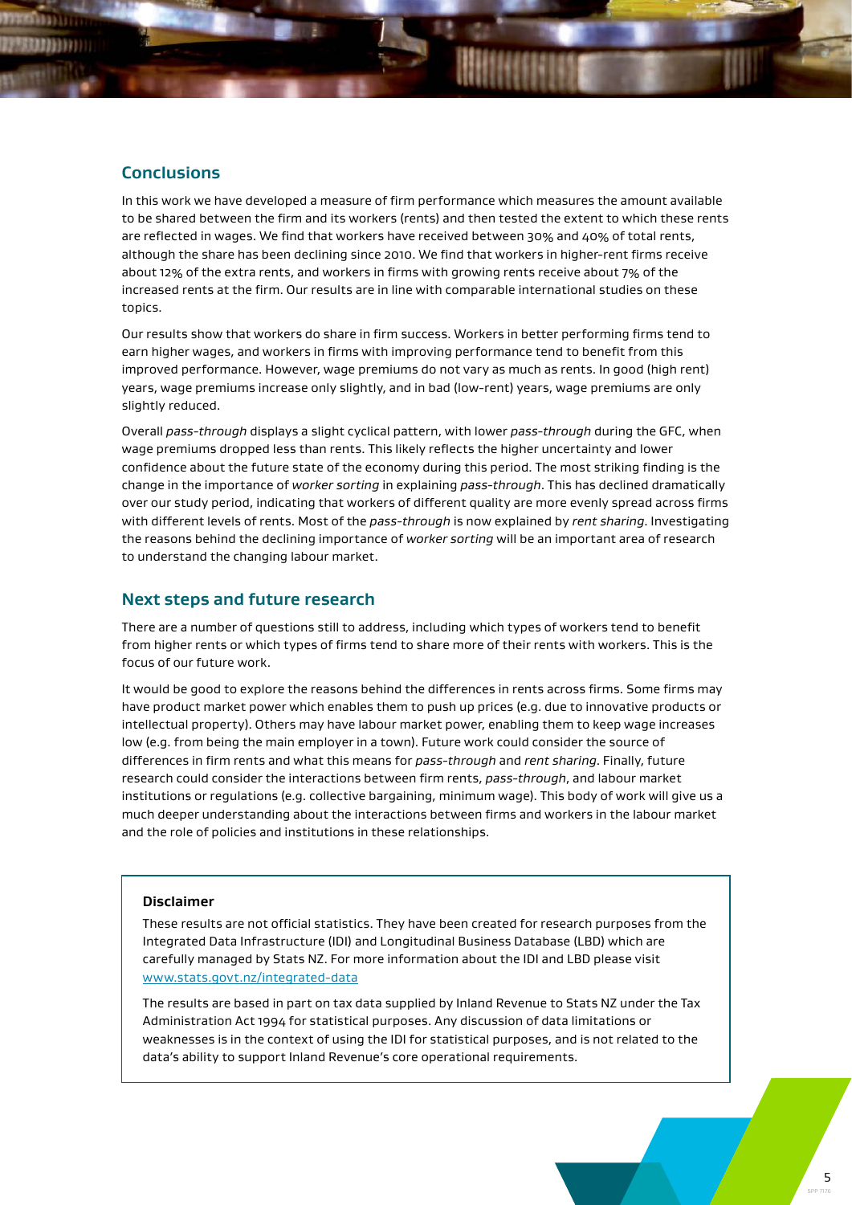## Conclusions

In this work we have developed a measure of firm performance which measures the amount available to be shared between the firm and its workers (rents) and then tested the extent to which these rents are reflected in wages. We find that workers have received between 30% and 40% of total rents, although the share has been declining since 2010. We find that workers in higher-rent firms receive about 12% of the extra rents, and workers in firms with growing rents receive about 7% of the increased rents at the firm. Our results are in line with comparable international studies on these topics.

Our results show that workers do share in firm success. Workers in better performing firms tend to earn higher wages, and workers in firms with improving performance tend to benefit from this improved performance. However, wage premiums do not vary as much as rents. In good (high rent) years, wage premiums increase only slightly, and in bad (low-rent) years, wage premiums are only slightly reduced.

Overall *pass-through* displays a slight cyclical pattern, with lower *pass-through* during the GFC, when wage premiums dropped less than rents. This likely reflects the higher uncertainty and lower confidence about the future state of the economy during this period. The most striking finding is the change in the importance of *worker sorting* in explaining *pass-through*. This has declined dramatically over our study period, indicating that workers of different quality are more evenly spread across firms with different levels of rents. Most of the *pass-through* is now explained by *rent sharing*. Investigating the reasons behind the declining importance of *worker sorting* will be an important area of research to understand the changing labour market.

## Next steps and future research

There are a number of questions still to address, including which types of workers tend to benefit from higher rents or which types of firms tend to share more of their rents with workers. This is the focus of our future work.

It would be good to explore the reasons behind the differences in rents across firms. Some firms may have product market power which enables them to push up prices (e.g. due to innovative products or intellectual property). Others may have labour market power, enabling them to keep wage increases low (e.g. from being the main employer in a town). Future work could consider the source of differences in firm rents and what this means for *pass-through* and *rent sharing*. Finally, future research could consider the interactions between firm rents, *pass-through*, and labour market institutions or regulations (e.g. collective bargaining, minimum wage). This body of work will give us a much deeper understanding about the interactions between firms and workers in the labour market and the role of policies and institutions in these relationships.

**Disclaimer**

These results are not official statistics. They have been created for research purposes from the Integrated Data Infrastructure (IDI) and Longitudinal Business Database (LBD) which are carefully managed by Stats NZ. For more information about the IDI and LBD please visit www.stats.govt.nz/integrated-data

The results are based in part on tax data supplied by Inland Revenue to Stats NZ under the Tax Administration Act 1994 for statistical purposes. Any discussion of data limitations or weaknesses is in the context of using the IDI for statistical purposes, and is not related to the data's ability to support Inland Revenue's core operational requirements.